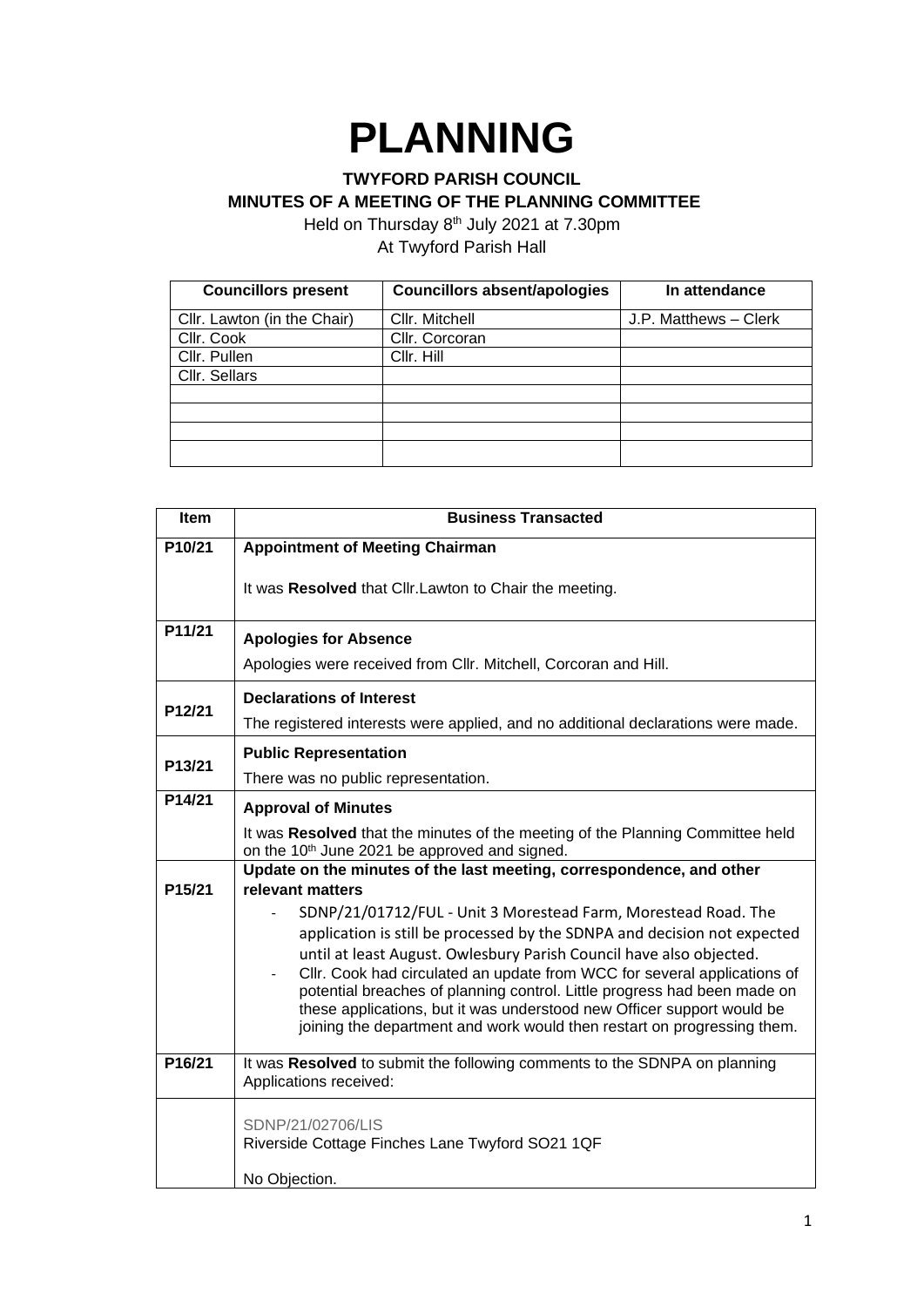# PLANNING

**TWYFORD PARISH COUNCIL**
**MINUTES OF A MEETING OF THE PLANNING COMMITTEE**

Held on Thursday 8th July 2021 at 7.30pm
At Twyford Parish Hall

| Councillors present | Councillors absent/apologies | In attendance |
|---|---|---|
| Cllr. Lawton (in the Chair) | Cllr. Mitchell | J.P. Matthews – Clerk |
| Cllr. Cook | Cllr. Corcoran | |
| Cllr. Pullen | Cllr. Hill | |
| Cllr. Sellars | | |
| | | |
| | | |
| | | |
| | | |

| Item | Business Transacted |
|---|---|
| P10/21 | **Appointment of Meeting Chairman**<br><br>It was **Resolved** that Cllr.Lawton to Chair the meeting. |
| P11/21 | **Apologies for Absence**<br><br>Apologies were received from Cllr. Mitchell, Corcoran and Hill. |
| P12/21 | **Declarations of Interest**<br><br>The registered interests were applied, and no additional declarations were made. |
| P13/21 | **Public Representation**<br><br>There was no public representation. |
| P14/21 | **Approval of Minutes**<br><br>It was **Resolved** that the minutes of the meeting of the Planning Committee held on the 10th June 2021 be approved and signed. |
| P15/21 | **Update on the minutes of the last meeting, correspondence, and other relevant matters**<br><br>- SDNP/21/01712/FUL - Unit 3 Morestead Farm, Morestead Road. The application is still be processed by the SDNPA and decision not expected until at least August. Owlesbury Parish Council have also objected.<br>- Cllr. Cook had circulated an update from WCC for several applications of potential breaches of planning control. Little progress had been made on these applications, but it was understood new Officer support would be joining the department and work would then restart on progressing them. |
| P16/21 | It was **Resolved** to submit the following comments to the SDNPA on planning Applications received: |
| | SDNP/21/02706/LIS<br>Riverside Cottage Finches Lane Twyford SO21 1QF<br><br>No Objection. |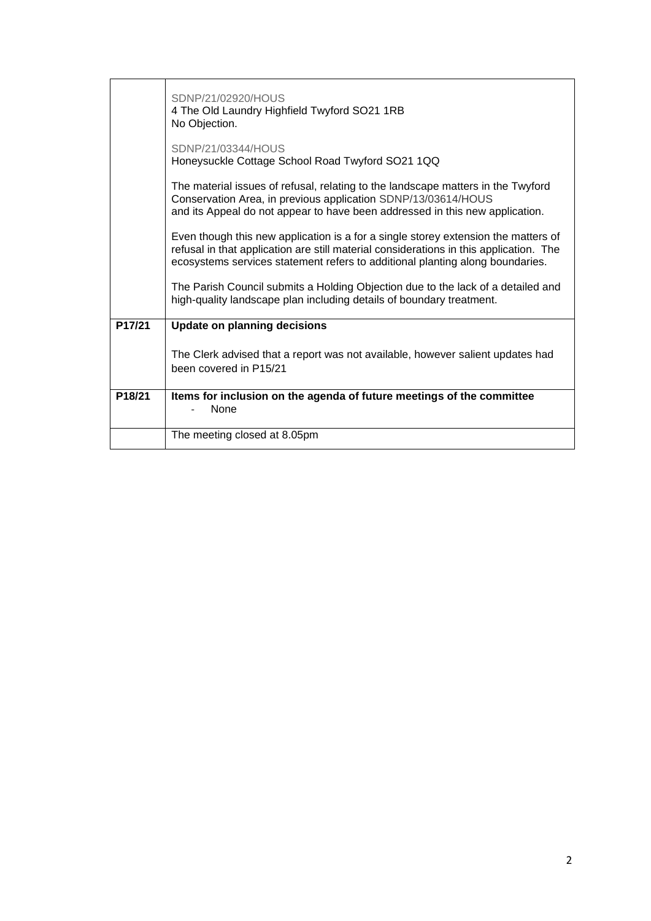| | |
|---|---|
| | SDNP/21/02920/HOUS<br>4 The Old Laundry Highfield Twyford SO21 1RB<br>No Objection.<br><br>SDNP/21/03344/HOUS<br>Honeysuckle Cottage School Road Twyford SO21 1QQ<br><br>The material issues of refusal, relating to the landscape matters in the Twyford Conservation Area, in previous application SDNP/13/03614/HOUS and its Appeal do not appear to have been addressed in this new application.<br><br>Even though this new application is a for a single storey extension the matters of refusal in that application are still material considerations in this application. The ecosystems services statement refers to additional planting along boundaries.<br><br>The Parish Council submits a Holding Objection due to the lack of a detailed and high-quality landscape plan including details of boundary treatment. |
| **P17/21** | **Update on planning decisions**<br><br>The Clerk advised that a report was not available, however salient updates had been covered in P15/21 |
| **P18/21** | **Items for inclusion on the agenda of future meetings of the committee**<br>- None |
| | The meeting closed at 8.05pm |